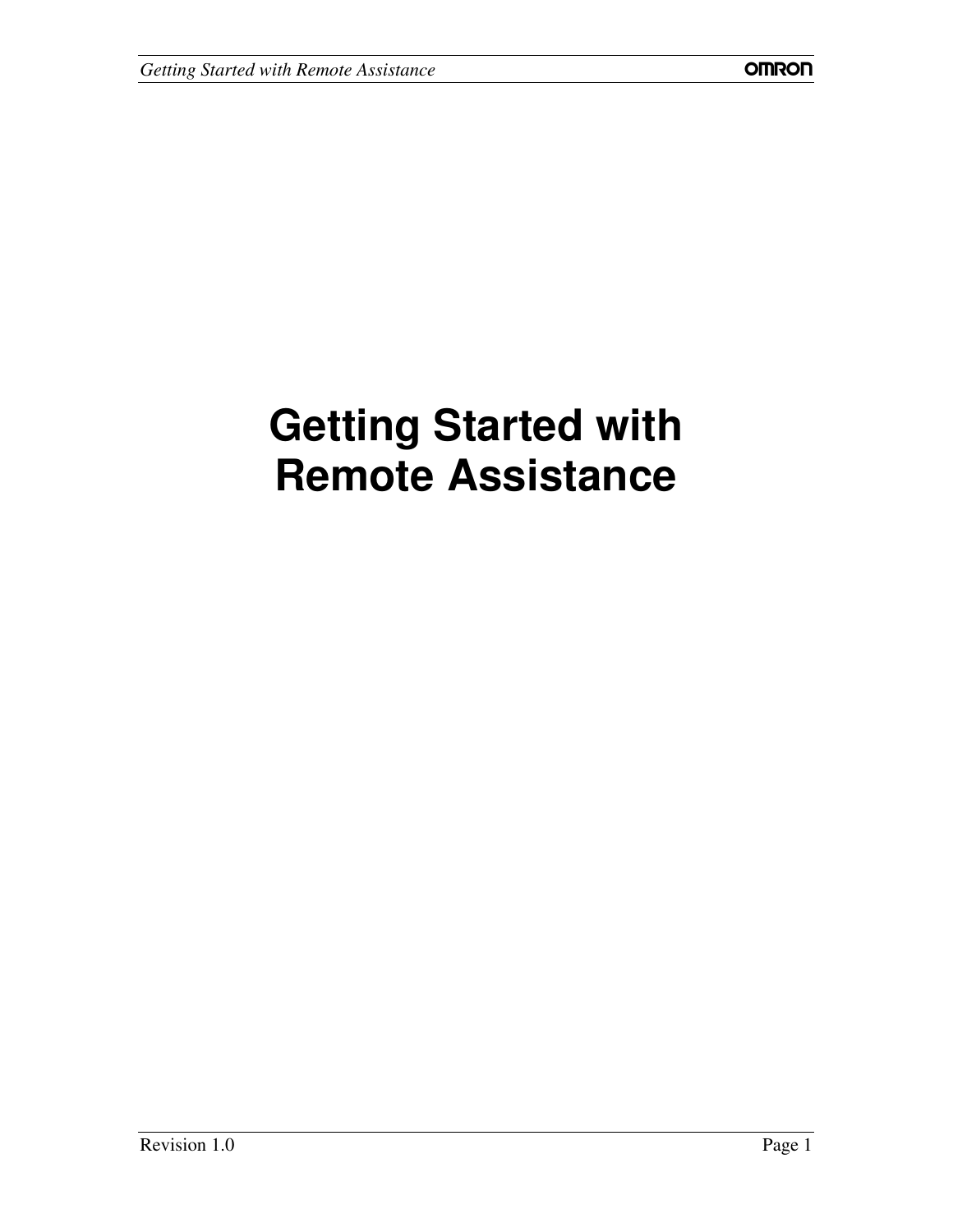# Getting Started with Remote Assistance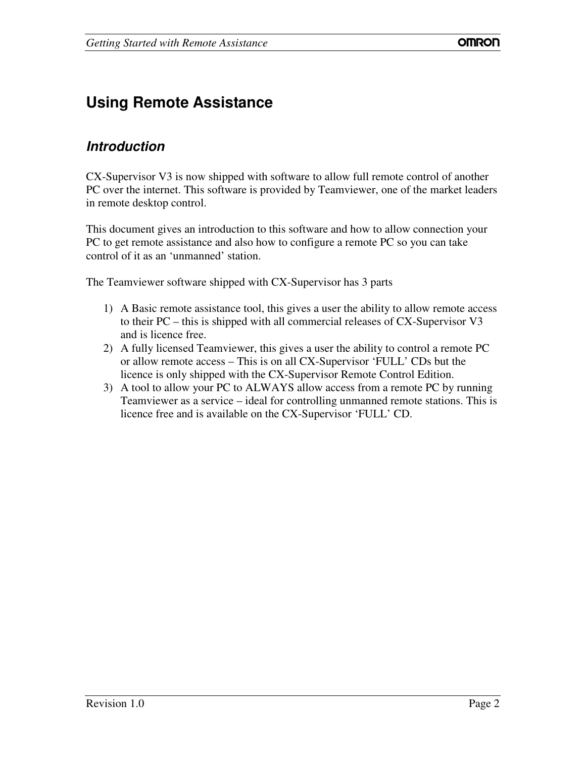# Using Remote Assistance

## *Introduction*

CX-Supervisor V3 is now shipped with software to allow full remote control of another PC over the internet. This software is provided by Teamviewer, one of the market leaders in remote desktop control.

This document gives an introduction to this software and how to allow connection your PC to get remote assistance and also how to configure a remote PC so you can take control of it as an 'unmanned' station.

The Teamviewer software shipped with CX-Supervisor has 3 parts

1) A Basic remote assistance tool, this gives a user the ability to allow remote access to their PC – this is shipped with all commercial releases of CX-Supervisor V3 and is licence free.
2) A fully licensed Teamviewer, this gives a user the ability to control a remote PC or allow remote access – This is on all CX-Supervisor 'FULL' CDs but the licence is only shipped with the CX-Supervisor Remote Control Edition.
3) A tool to allow your PC to ALWAYS allow access from a remote PC by running Teamviewer as a service – ideal for controlling unmanned remote stations. This is licence free and is available on the CX-Supervisor 'FULL' CD.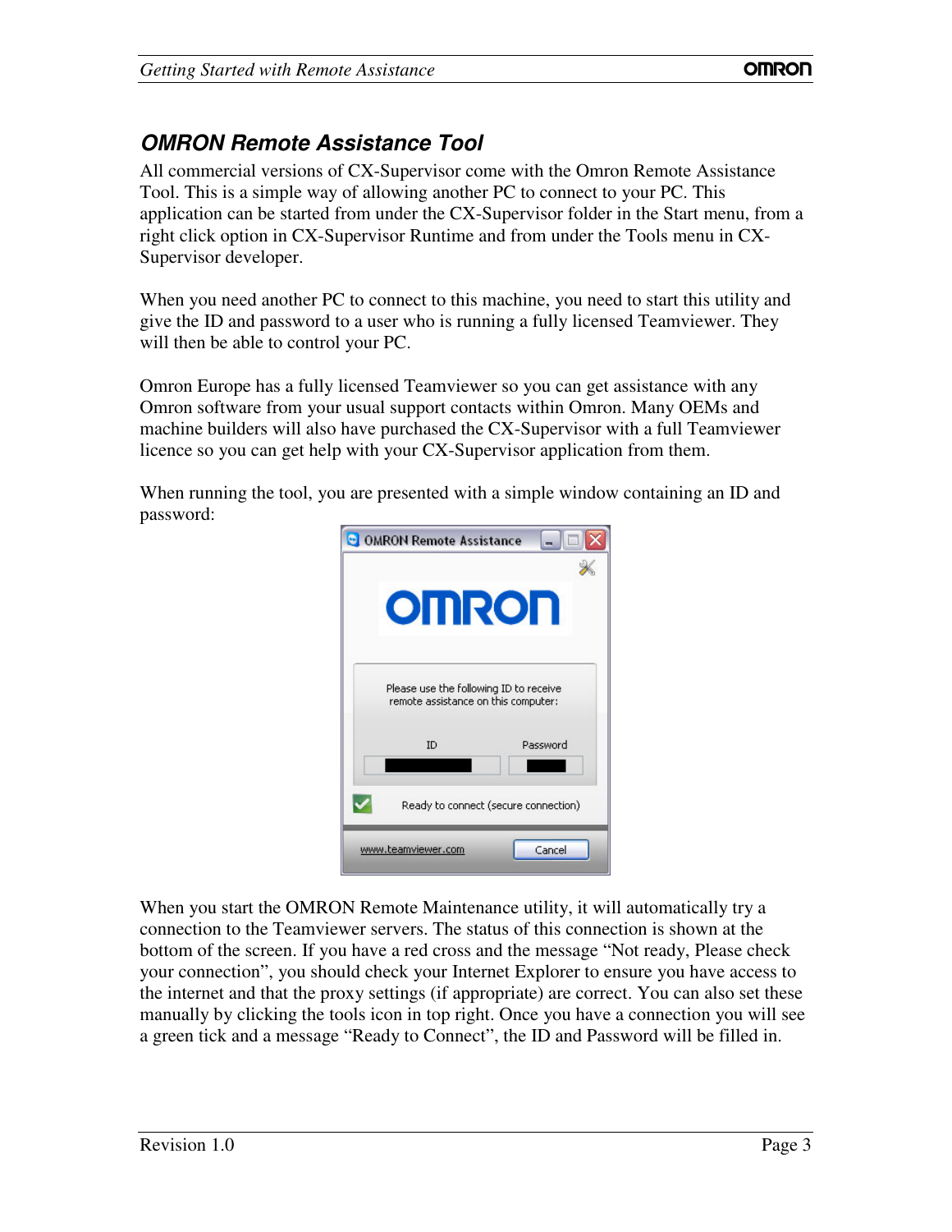## OMRON Remote Assistance Tool

All commercial versions of CX-Supervisor come with the Omron Remote Assistance Tool. This is a simple way of allowing another PC to connect to your PC. This application can be started from under the CX-Supervisor folder in the Start menu, from a right click option in CX-Supervisor Runtime and from under the Tools menu in CX-Supervisor developer.

When you need another PC to connect to this machine, you need to start this utility and give the ID and password to a user who is running a fully licensed Teamviewer. They will then be able to control your PC.

Omron Europe has a fully licensed Teamviewer so you can get assistance with any Omron software from your usual support contacts within Omron. Many OEMs and machine builders will also have purchased the CX-Supervisor with a full Teamviewer licence so you can get help with your CX-Supervisor application from them.

When running the tool, you are presented with a simple window containing an ID and password:

When you start the OMRON Remote Maintenance utility, it will automatically try a connection to the Teamviewer servers. The status of this connection is shown at the bottom of the screen. If you have a red cross and the message "Not ready, Please check your connection", you should check your Internet Explorer to ensure you have access to the internet and that the proxy settings (if appropriate) are correct. You can also set these manually by clicking the tools icon in top right. Once you have a connection you will see a green tick and a message "Ready to Connect", the ID and Password will be filled in.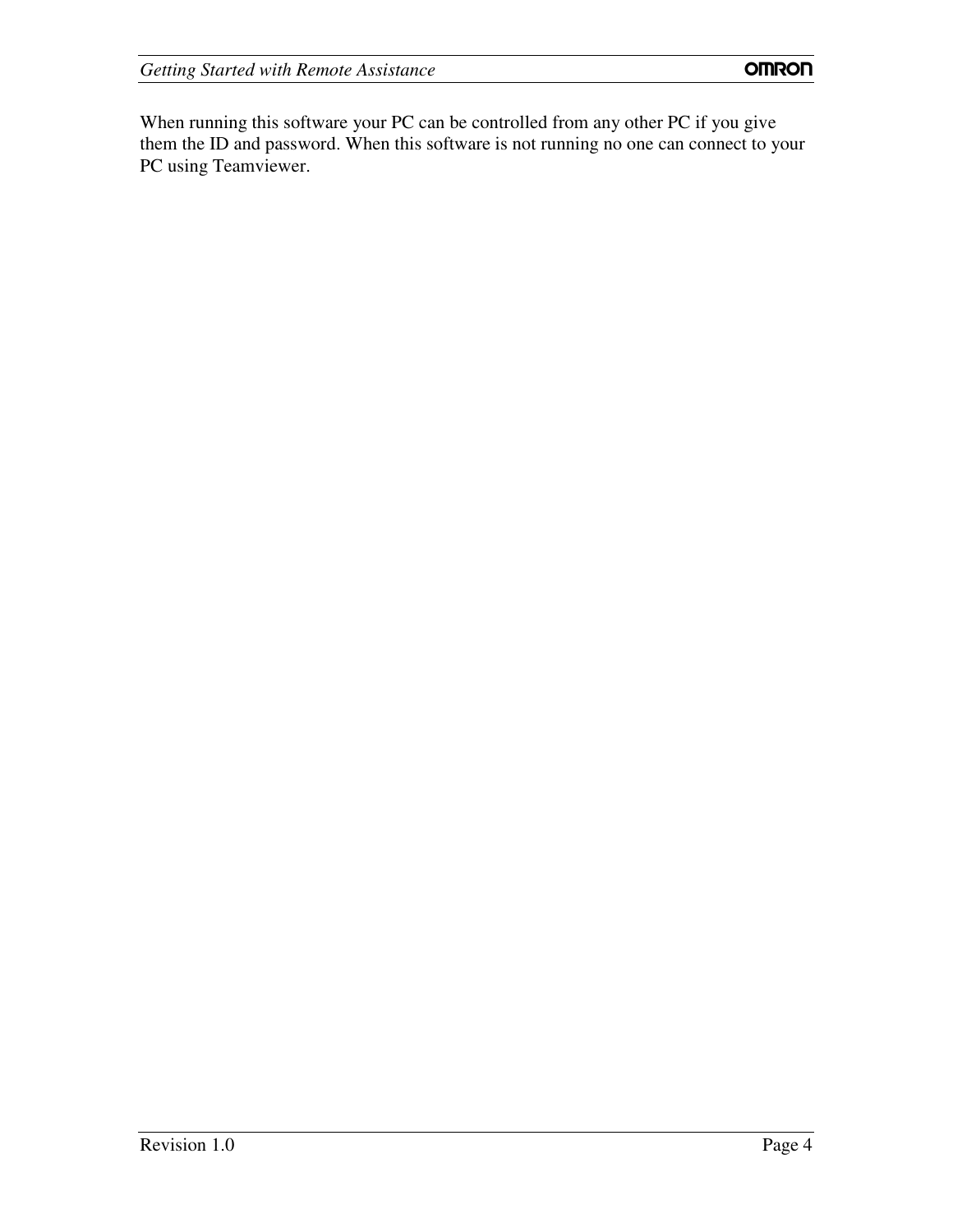When running this software your PC can be controlled from any other PC if you give them the ID and password. When this software is not running no one can connect to your PC using Teamviewer.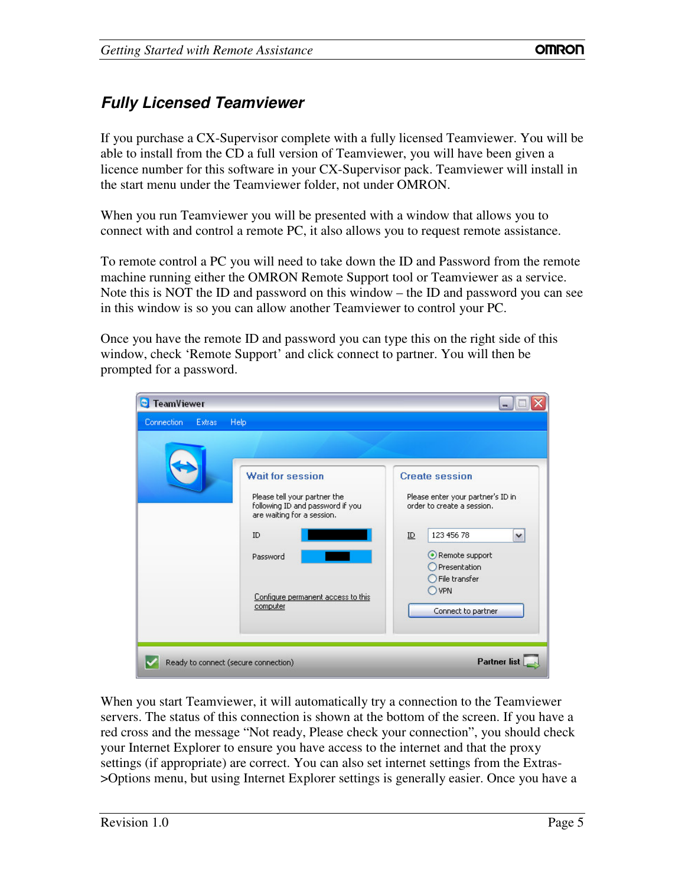## Fully Licensed Teamviewer

If you purchase a CX-Supervisor complete with a fully licensed Teamviewer. You will be able to install from the CD a full version of Teamviewer, you will have been given a licence number for this software in your CX-Supervisor pack. Teamviewer will install in the start menu under the Teamviewer folder, not under OMRON.

When you run Teamviewer you will be presented with a window that allows you to connect with and control a remote PC, it also allows you to request remote assistance.

To remote control a PC you will need to take down the ID and Password from the remote machine running either the OMRON Remote Support tool or Teamviewer as a service. Note this is NOT the ID and password on this window – the ID and password you can see in this window is so you can allow another Teamviewer to control your PC.

Once you have the remote ID and password you can type this on the right side of this window, check 'Remote Support' and click connect to partner. You will then be prompted for a password.

When you start Teamviewer, it will automatically try a connection to the Teamviewer servers. The status of this connection is shown at the bottom of the screen. If you have a red cross and the message "Not ready, Please check your connection", you should check your Internet Explorer to ensure you have access to the internet and that the proxy settings (if appropriate) are correct. You can also set internet settings from the Extras->Options menu, but using Internet Explorer settings is generally easier. Once you have a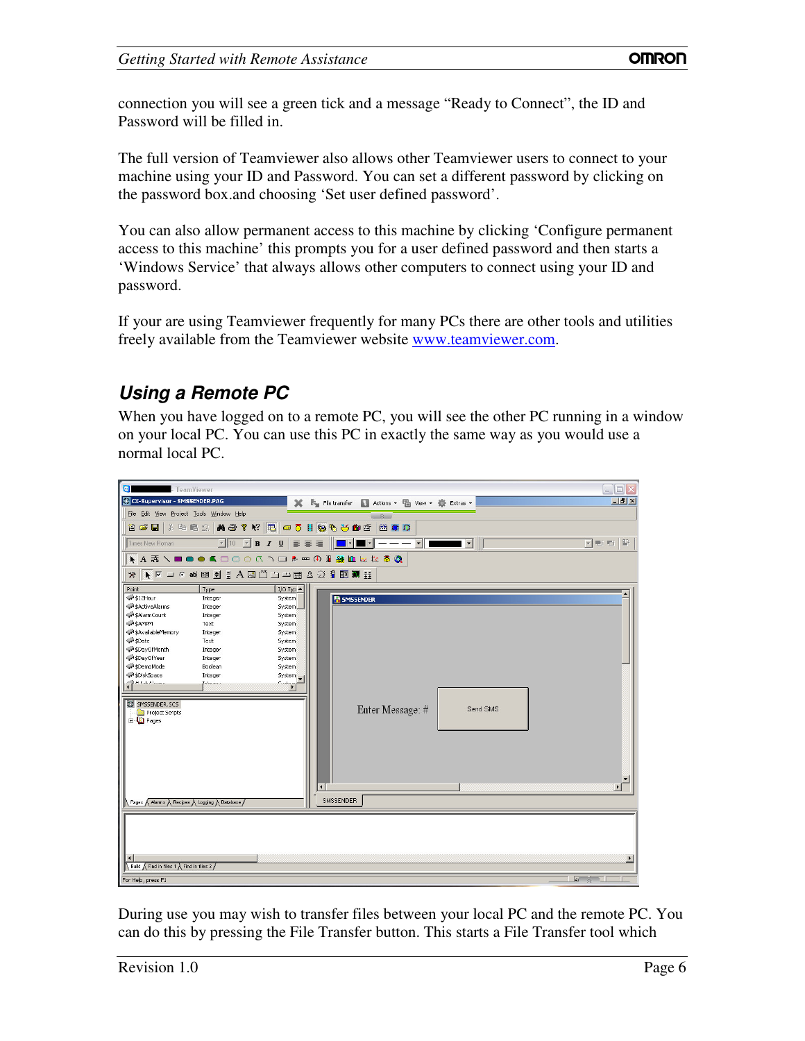connection you will see a green tick and a message "Ready to Connect", the ID and Password will be filled in.

The full version of Teamviewer also allows other Teamviewer users to connect to your machine using your ID and Password. You can set a different password by clicking on the password box.and choosing 'Set user defined password'.

You can also allow permanent access to this machine by clicking 'Configure permanent access to this machine' this prompts you for a user defined password and then starts a 'Windows Service' that always allows other computers to connect using your ID and password.

If your are using Teamviewer frequently for many PCs there are other tools and utilities freely available from the Teamviewer website www.teamviewer.com.

## Using a Remote PC

When you have logged on to a remote PC, you will see the other PC running in a window on your local PC. You can use this PC in exactly the same way as you would use a normal local PC.

During use you may wish to transfer files between your local PC and the remote PC. You can do this by pressing the File Transfer button. This starts a File Transfer tool which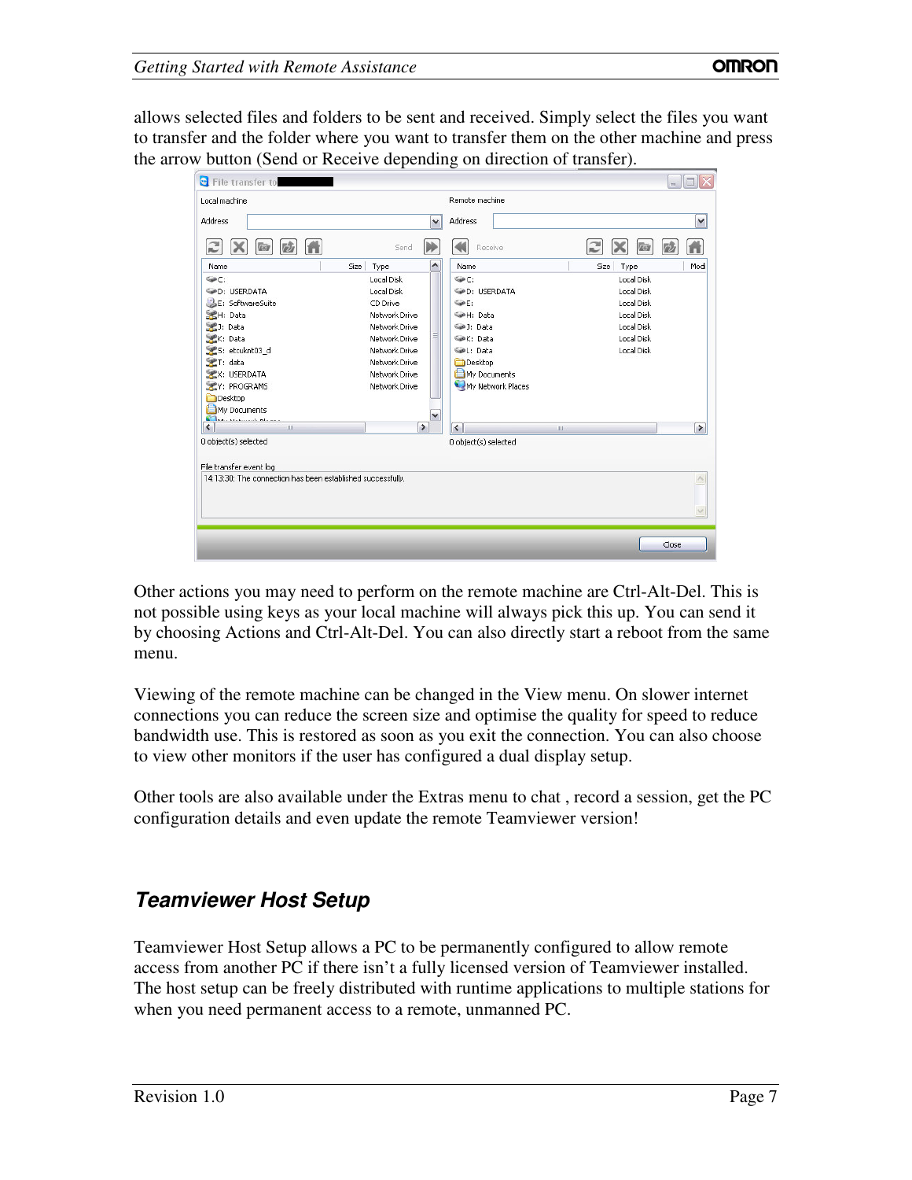allows selected files and folders to be sent and received. Simply select the files you want to transfer and the folder where you want to transfer them on the other machine and press the arrow button (Send or Receive depending on direction of transfer).

Other actions you may need to perform on the remote machine are Ctrl-Alt-Del. This is not possible using keys as your local machine will always pick this up. You can send it by choosing Actions and Ctrl-Alt-Del. You can also directly start a reboot from the same menu.

Viewing of the remote machine can be changed in the View menu. On slower internet connections you can reduce the screen size and optimise the quality for speed to reduce bandwidth use. This is restored as soon as you exit the connection. You can also choose to view other monitors if the user has configured a dual display setup.

Other tools are also available under the Extras menu to chat , record a session, get the PC configuration details and even update the remote Teamviewer version!

## *Teamviewer Host Setup*

Teamviewer Host Setup allows a PC to be permanently configured to allow remote access from another PC if there isn't a fully licensed version of Teamviewer installed. The host setup can be freely distributed with runtime applications to multiple stations for when you need permanent access to a remote, unmanned PC.